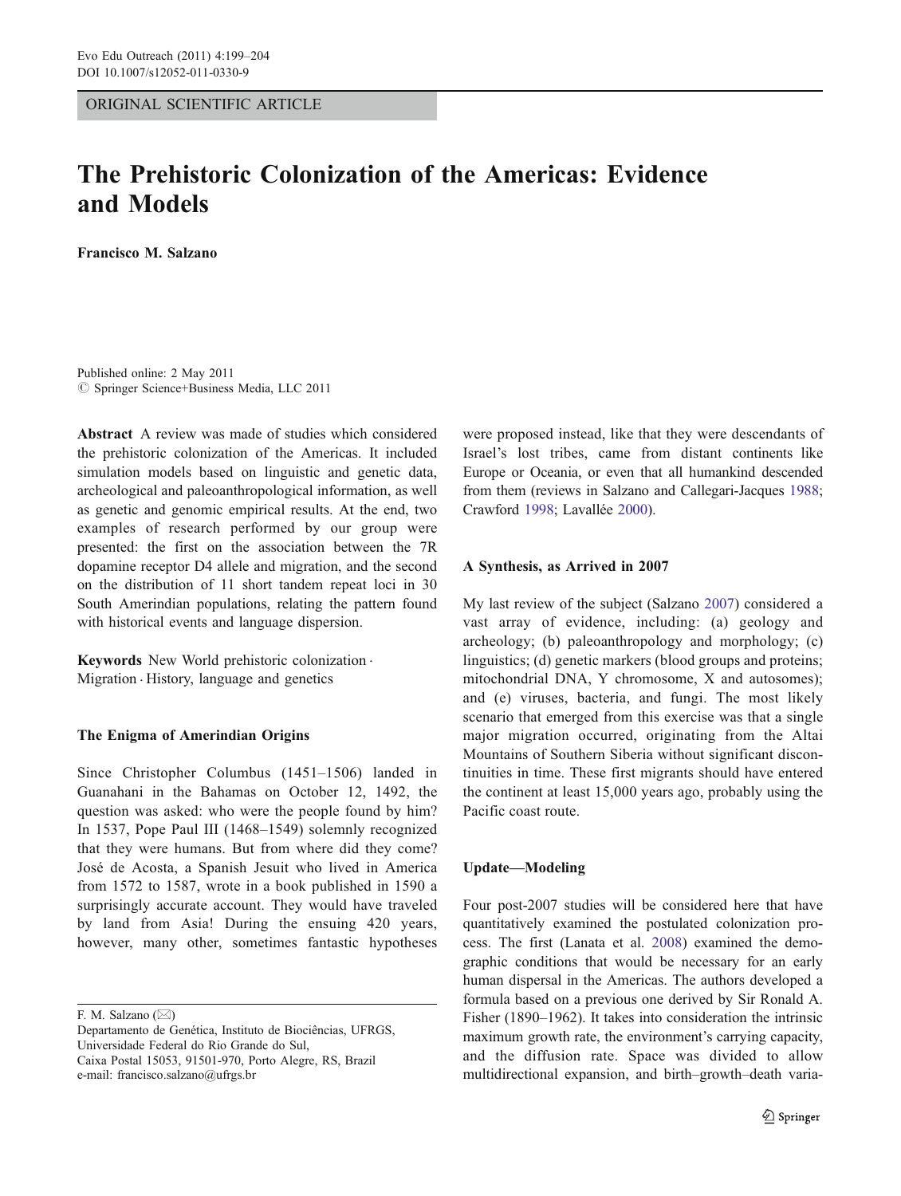ORIGINAL SCIENTIFIC ARTICLE

# The Prehistoric Colonization of the Americas: Evidence and Models

**Francisco M. Salzano**

Published online: 2 May 2011
© Springer Science+Business Media, LLC 2011

**Abstract** A review was made of studies which considered the prehistoric colonization of the Americas. It included simulation models based on linguistic and genetic data, archeological and paleoanthropological information, as well as genetic and genomic empirical results. At the end, two examples of research performed by our group were presented: the first on the association between the 7R dopamine receptor D4 allele and migration, and the second on the distribution of 11 short tandem repeat loci in 30 South Amerindian populations, relating the pattern found with historical events and language dispersion.

**Keywords** New World prehistoric colonization · Migration · History, language and genetics

## The Enigma of Amerindian Origins

Since Christopher Columbus (1451–1506) landed in Guanahani in the Bahamas on October 12, 1492, the question was asked: who were the people found by him? In 1537, Pope Paul III (1468–1549) solemnly recognized that they were humans. But from where did they come? José de Acosta, a Spanish Jesuit who lived in America from 1572 to 1587, wrote in a book published in 1590 a surprisingly accurate account. They would have traveled by land from Asia! During the ensuing 420 years, however, many other, sometimes fantastic hypotheses were proposed instead, like that they were descendants of Israel's lost tribes, came from distant continents like Europe or Oceania, or even that all humankind descended from them (reviews in Salzano and Callegari-Jacques 1988; Crawford 1998; Lavallée 2000).

## A Synthesis, as Arrived in 2007

My last review of the subject (Salzano 2007) considered a vast array of evidence, including: (a) geology and archeology; (b) paleoanthropology and morphology; (c) linguistics; (d) genetic markers (blood groups and proteins; mitochondrial DNA, Y chromosome, X and autosomes); and (e) viruses, bacteria, and fungi. The most likely scenario that emerged from this exercise was that a single major migration occurred, originating from the Altai Mountains of Southern Siberia without significant discontinuities in time. These first migrants should have entered the continent at least 15,000 years ago, probably using the Pacific coast route.

## Update—Modeling

Four post-2007 studies will be considered here that have quantitatively examined the postulated colonization process. The first (Lanata et al. 2008) examined the demographic conditions that would be necessary for an early human dispersal in the Americas. The authors developed a formula based on a previous one derived by Sir Ronald A. Fisher (1890–1962). It takes into consideration the intrinsic maximum growth rate, the environment's carrying capacity, and the diffusion rate. Space was divided to allow multidirectional expansion, and birth–growth–death varia-

F. M. Salzano (✉)
Departamento de Genética, Instituto de Biociências, UFRGS, Universidade Federal do Rio Grande do Sul,
Caixa Postal 15053, 91501-970, Porto Alegre, RS, Brazil
e-mail: francisco.salzano@ufrgs.br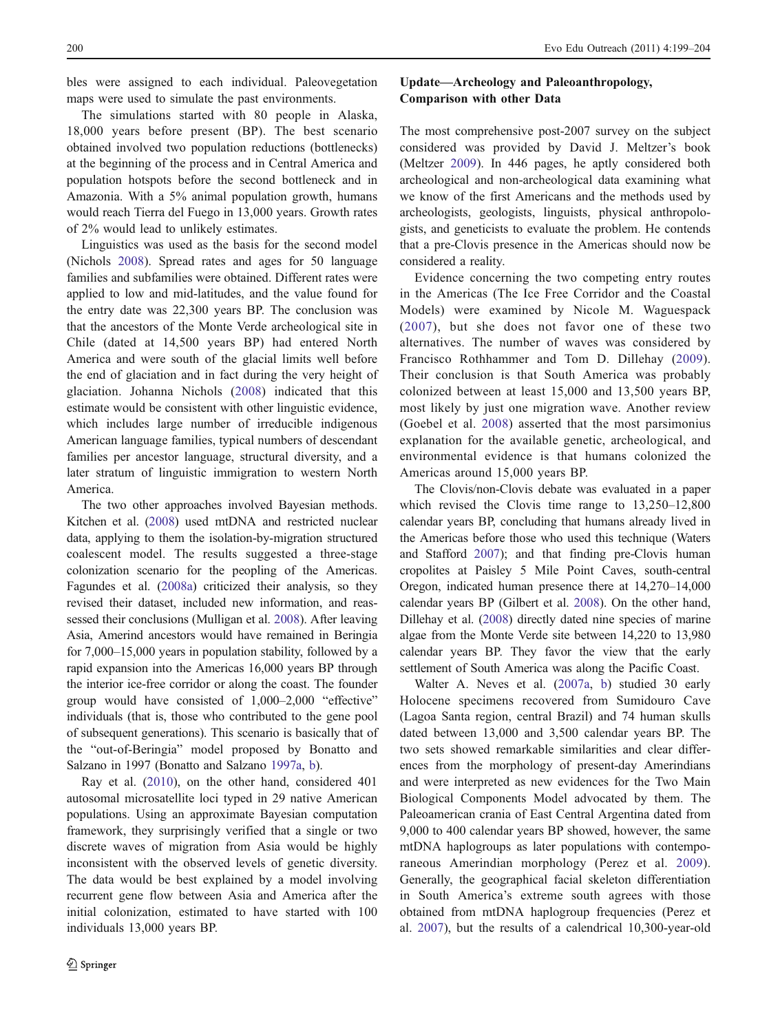bles were assigned to each individual. Paleovegetation maps were used to simulate the past environments.

The simulations started with 80 people in Alaska, 18,000 years before present (BP). The best scenario obtained involved two population reductions (bottlenecks) at the beginning of the process and in Central America and population hotspots before the second bottleneck and in Amazonia. With a 5% animal population growth, humans would reach Tierra del Fuego in 13,000 years. Growth rates of 2% would lead to unlikely estimates.

Linguistics was used as the basis for the second model (Nichols 2008). Spread rates and ages for 50 language families and subfamilies were obtained. Different rates were applied to low and mid-latitudes, and the value found for the entry date was 22,300 years BP. The conclusion was that the ancestors of the Monte Verde archeological site in Chile (dated at 14,500 years BP) had entered North America and were south of the glacial limits well before the end of glaciation and in fact during the very height of glaciation. Johanna Nichols (2008) indicated that this estimate would be consistent with other linguistic evidence, which includes large number of irreducible indigenous American language families, typical numbers of descendant families per ancestor language, structural diversity, and a later stratum of linguistic immigration to western North America.

The two other approaches involved Bayesian methods. Kitchen et al. (2008) used mtDNA and restricted nuclear data, applying to them the isolation-by-migration structured coalescent model. The results suggested a three-stage colonization scenario for the peopling of the Americas. Fagundes et al. (2008a) criticized their analysis, so they revised their dataset, included new information, and reassessed their conclusions (Mulligan et al. 2008). After leaving Asia, Amerind ancestors would have remained in Beringia for 7,000–15,000 years in population stability, followed by a rapid expansion into the Americas 16,000 years BP through the interior ice-free corridor or along the coast. The founder group would have consisted of 1,000–2,000 "effective" individuals (that is, those who contributed to the gene pool of subsequent generations). This scenario is basically that of the "out-of-Beringia" model proposed by Bonatto and Salzano in 1997 (Bonatto and Salzano 1997a, b).

Ray et al. (2010), on the other hand, considered 401 autosomal microsatellite loci typed in 29 native American populations. Using an approximate Bayesian computation framework, they surprisingly verified that a single or two discrete waves of migration from Asia would be highly inconsistent with the observed levels of genetic diversity. The data would be best explained by a model involving recurrent gene flow between Asia and America after the initial colonization, estimated to have started with 100 individuals 13,000 years BP.

## Update—Archeology and Paleoanthropology, Comparison with other Data

The most comprehensive post-2007 survey on the subject considered was provided by David J. Meltzer's book (Meltzer 2009). In 446 pages, he aptly considered both archeological and non-archeological data examining what we know of the first Americans and the methods used by archeologists, geologists, linguists, physical anthropologists, and geneticists to evaluate the problem. He contends that a pre-Clovis presence in the Americas should now be considered a reality.

Evidence concerning the two competing entry routes in the Americas (The Ice Free Corridor and the Coastal Models) were examined by Nicole M. Waguespack (2007), but she does not favor one of these two alternatives. The number of waves was considered by Francisco Rothhammer and Tom D. Dillehay (2009). Their conclusion is that South America was probably colonized between at least 15,000 and 13,500 years BP, most likely by just one migration wave. Another review (Goebel et al. 2008) asserted that the most parsimonius explanation for the available genetic, archeological, and environmental evidence is that humans colonized the Americas around 15,000 years BP.

The Clovis/non-Clovis debate was evaluated in a paper which revised the Clovis time range to 13,250–12,800 calendar years BP, concluding that humans already lived in the Americas before those who used this technique (Waters and Stafford 2007); and that finding pre-Clovis human cropolites at Paisley 5 Mile Point Caves, south-central Oregon, indicated human presence there at 14,270–14,000 calendar years BP (Gilbert et al. 2008). On the other hand, Dillehay et al. (2008) directly dated nine species of marine algae from the Monte Verde site between 14,220 to 13,980 calendar years BP. They favor the view that the early settlement of South America was along the Pacific Coast.

Walter A. Neves et al. (2007a, b) studied 30 early Holocene specimens recovered from Sumidouro Cave (Lagoa Santa region, central Brazil) and 74 human skulls dated between 13,000 and 3,500 calendar years BP. The two sets showed remarkable similarities and clear differences from the morphology of present-day Amerindians and were interpreted as new evidences for the Two Main Biological Components Model advocated by them. The Paleoamerican crania of East Central Argentina dated from 9,000 to 400 calendar years BP showed, however, the same mtDNA haplogroups as later populations with contemporaneous Amerindian morphology (Perez et al. 2009). Generally, the geographical facial skeleton differentiation in South America's extreme south agrees with those obtained from mtDNA haplogroup frequencies (Perez et al. 2007), but the results of a calendrical 10,300-year-old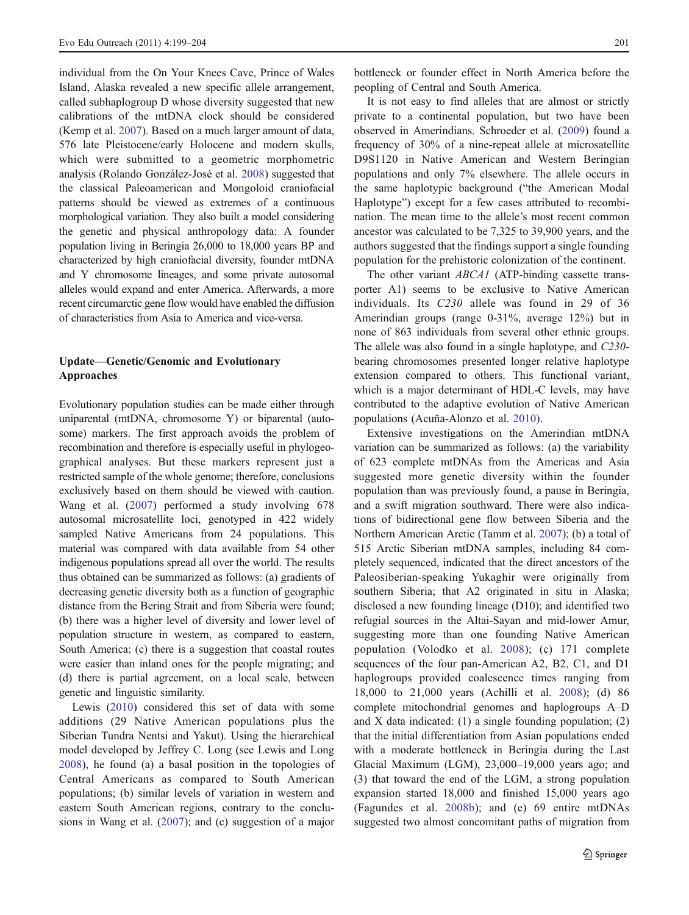individual from the On Your Knees Cave, Prince of Wales Island, Alaska revealed a new specific allele arrangement, called subhaplogroup D whose diversity suggested that new calibrations of the mtDNA clock should be considered (Kemp et al. 2007). Based on a much larger amount of data, 576 late Pleistocene/early Holocene and modern skulls, which were submitted to a geometric morphometric analysis (Rolando González-José et al. 2008) suggested that the classical Paleoamerican and Mongoloid craniofacial patterns should be viewed as extremes of a continuous morphological variation. They also built a model considering the genetic and physical anthropology data: A founder population living in Beringia 26,000 to 18,000 years BP and characterized by high craniofacial diversity, founder mtDNA and Y chromosome lineages, and some private autosomal alleles would expand and enter America. Afterwards, a more recent circumarctic gene flow would have enabled the diffusion of characteristics from Asia to America and vice-versa.

## Update—Genetic/Genomic and Evolutionary Approaches

Evolutionary population studies can be made either through uniparental (mtDNA, chromosome Y) or biparental (autosome) markers. The first approach avoids the problem of recombination and therefore is especially useful in phylogeographical analyses. But these markers represent just a restricted sample of the whole genome; therefore, conclusions exclusively based on them should be viewed with caution. Wang et al. (2007) performed a study involving 678 autosomal microsatellite loci, genotyped in 422 widely sampled Native Americans from 24 populations. This material was compared with data available from 54 other indigenous populations spread all over the world. The results thus obtained can be summarized as follows: (a) gradients of decreasing genetic diversity both as a function of geographic distance from the Bering Strait and from Siberia were found; (b) there was a higher level of diversity and lower level of population structure in western, as compared to eastern, South America; (c) there is a suggestion that coastal routes were easier than inland ones for the people migrating; and (d) there is partial agreement, on a local scale, between genetic and linguistic similarity.

Lewis (2010) considered this set of data with some additions (29 Native American populations plus the Siberian Tundra Nentsi and Yakut). Using the hierarchical model developed by Jeffrey C. Long (see Lewis and Long 2008), he found (a) a basal position in the topologies of Central Americans as compared to South American populations; (b) similar levels of variation in western and eastern South American regions, contrary to the conclusions in Wang et al. (2007); and (c) suggestion of a major bottleneck or founder effect in North America before the peopling of Central and South America.

It is not easy to find alleles that are almost or strictly private to a continental population, but two have been observed in Amerindians. Schroeder et al. (2009) found a frequency of 30% of a nine-repeat allele at microsatellite D9S1120 in Native American and Western Beringian populations and only 7% elsewhere. The allele occurs in the same haplotypic background ("the American Modal Haplotype") except for a few cases attributed to recombination. The mean time to the allele's most recent common ancestor was calculated to be 7,325 to 39,900 years, and the authors suggested that the findings support a single founding population for the prehistoric colonization of the continent.

The other variant *ABCA1* (ATP-binding cassette transporter A1) seems to be exclusive to Native American individuals. Its *C230* allele was found in 29 of 36 Amerindian groups (range 0-31%, average 12%) but in none of 863 individuals from several other ethnic groups. The allele was also found in a single haplotype, and *C230*-bearing chromosomes presented longer relative haplotype extension compared to others. This functional variant, which is a major determinant of HDL-C levels, may have contributed to the adaptive evolution of Native American populations (Acuña-Alonzo et al. 2010).

Extensive investigations on the Amerindian mtDNA variation can be summarized as follows: (a) the variability of 623 complete mtDNAs from the Americas and Asia suggested more genetic diversity within the founder population than was previously found, a pause in Beringia, and a swift migration southward. There were also indications of bidirectional gene flow between Siberia and the Northern American Arctic (Tamm et al. 2007); (b) a total of 515 Arctic Siberian mtDNA samples, including 84 completely sequenced, indicated that the direct ancestors of the Paleosiberian-speaking Yukaghir were originally from southern Siberia; that A2 originated in situ in Alaska; disclosed a new founding lineage (D10); and identified two refugial sources in the Altai-Sayan and mid-lower Amur, suggesting more than one founding Native American population (Volodko et al. 2008); (c) 171 complete sequences of the four pan-American A2, B2, C1, and D1 haplogroups provided coalescence times ranging from 18,000 to 21,000 years (Achilli et al. 2008); (d) 86 complete mitochondrial genomes and haplogroups A–D and X data indicated: (1) a single founding population; (2) that the initial differentiation from Asian populations ended with a moderate bottleneck in Beringia during the Last Glacial Maximum (LGM), 23,000–19,000 years ago; and (3) that toward the end of the LGM, a strong population expansion started 18,000 and finished 15,000 years ago (Fagundes et al. 2008b); and (e) 69 entire mtDNAs suggested two almost concomitant paths of migration from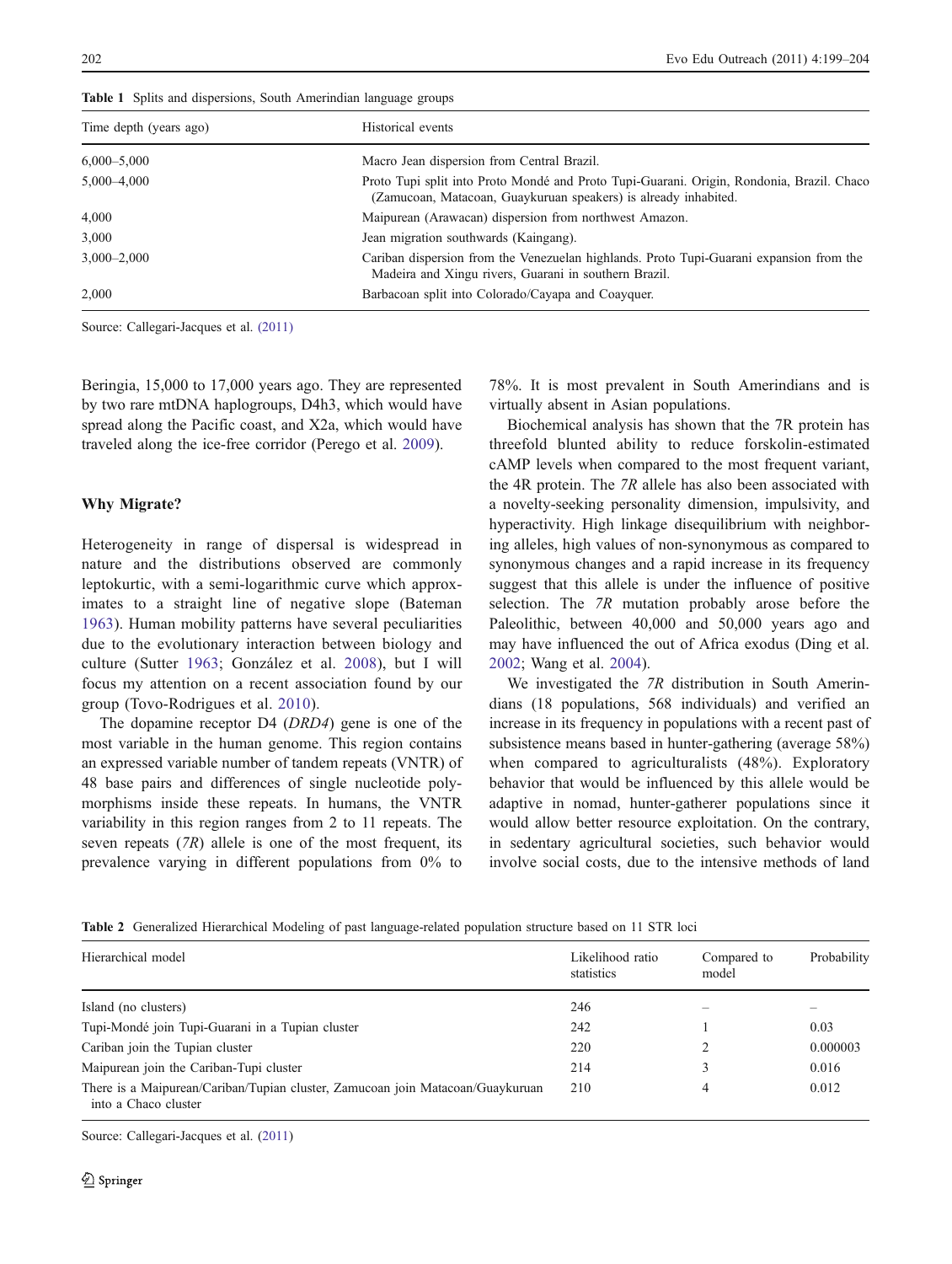**Table 1** Splits and dispersions, South Amerindian language groups

| Time depth (years ago) | Historical events |
|---|---|
| 6,000–5,000 | Macro Jean dispersion from Central Brazil. |
| 5,000–4,000 | Proto Tupi split into Proto Mondé and Proto Tupi-Guarani. Origin, Rondonia, Brazil. Chaco (Zamucoan, Matacoan, Guaykuruan speakers) is already inhabited. |
| 4,000 | Maipurean (Arawacan) dispersion from northwest Amazon. |
| 3,000 | Jean migration southwards (Kaingang). |
| 3,000–2,000 | Cariban dispersion from the Venezuelan highlands. Proto Tupi-Guarani expansion from the Madeira and Xingu rivers, Guarani in southern Brazil. |
| 2,000 | Barbacoan split into Colorado/Cayapa and Coayquer. |

Source: Callegari-Jacques et al. (2011)

Beringia, 15,000 to 17,000 years ago. They are represented by two rare mtDNA haplogroups, D4h3, which would have spread along the Pacific coast, and X2a, which would have traveled along the ice-free corridor (Perego et al. 2009).

## Why Migrate?

Heterogeneity in range of dispersal is widespread in nature and the distributions observed are commonly leptokurtic, with a semi-logarithmic curve which approximates to a straight line of negative slope (Bateman 1963). Human mobility patterns have several peculiarities due to the evolutionary interaction between biology and culture (Sutter 1963; González et al. 2008), but I will focus my attention on a recent association found by our group (Tovo-Rodrigues et al. 2010).

The dopamine receptor D4 (*DRD4*) gene is one of the most variable in the human genome. This region contains an expressed variable number of tandem repeats (VNTR) of 48 base pairs and differences of single nucleotide polymorphisms inside these repeats. In humans, the VNTR variability in this region ranges from 2 to 11 repeats. The seven repeats (*7R*) allele is one of the most frequent, its prevalence varying in different populations from 0% to 78%. It is most prevalent in South Amerindians and is virtually absent in Asian populations.

Biochemical analysis has shown that the 7R protein has threefold blunted ability to reduce forskolin-estimated cAMP levels when compared to the most frequent variant, the 4R protein. The *7R* allele has also been associated with a novelty-seeking personality dimension, impulsivity, and hyperactivity. High linkage disequilibrium with neighboring alleles, high values of non-synonymous as compared to synonymous changes and a rapid increase in its frequency suggest that this allele is under the influence of positive selection. The *7R* mutation probably arose before the Paleolithic, between 40,000 and 50,000 years ago and may have influenced the out of Africa exodus (Ding et al. 2002; Wang et al. 2004).

We investigated the *7R* distribution in South Amerindians (18 populations, 568 individuals) and verified an increase in its frequency in populations with a recent past of subsistence means based in hunter-gathering (average 58%) when compared to agriculturalists (48%). Exploratory behavior that would be influenced by this allele would be adaptive in nomad, hunter-gatherer populations since it would allow better resource exploitation. On the contrary, in sedentary agricultural societies, such behavior would involve social costs, due to the intensive methods of land

**Table 2** Generalized Hierarchical Modeling of past language-related population structure based on 11 STR loci

| Hierarchical model | Likelihood ratio statistics | Compared to model | Probability |
|---|---|---|---|
| Island (no clusters) | 246 | – | – |
| Tupi-Mondé join Tupi-Guarani in a Tupian cluster | 242 | 1 | 0.03 |
| Cariban join the Tupian cluster | 220 | 2 | 0.000003 |
| Maipurean join the Cariban-Tupi cluster | 214 | 3 | 0.016 |
| There is a Maipurean/Cariban/Tupian cluster, Zamucoan join Matacoan/Guaykuruan into a Chaco cluster | 210 | 4 | 0.012 |

Source: Callegari-Jacques et al. (2011)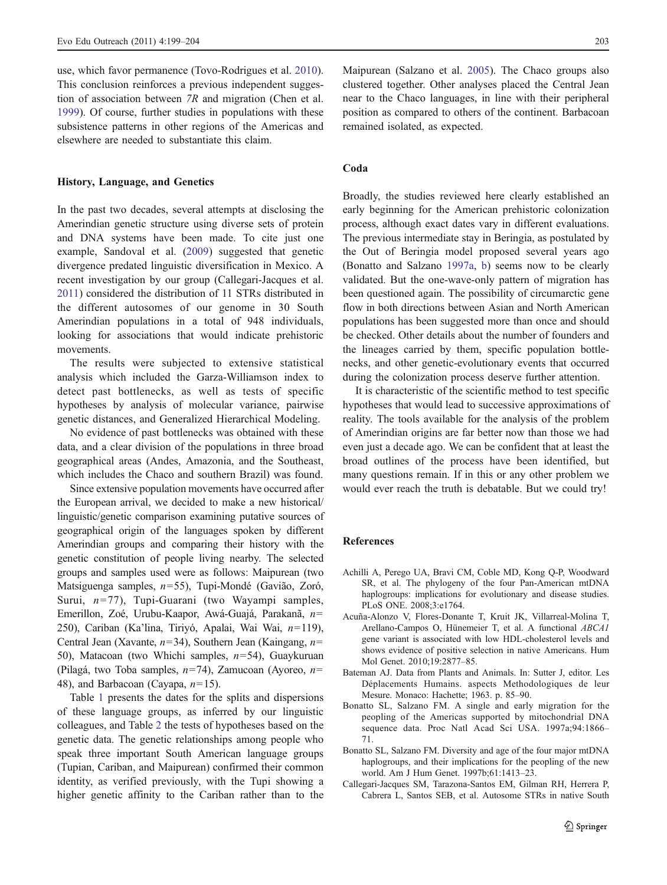use, which favor permanence (Tovo-Rodrigues et al. 2010). This conclusion reinforces a previous independent suggestion of association between *7R* and migration (Chen et al. 1999). Of course, further studies in populations with these subsistence patterns in other regions of the Americas and elsewhere are needed to substantiate this claim.

### History, Language, and Genetics

In the past two decades, several attempts at disclosing the Amerindian genetic structure using diverse sets of protein and DNA systems have been made. To cite just one example, Sandoval et al. (2009) suggested that genetic divergence predated linguistic diversification in Mexico. A recent investigation by our group (Callegari-Jacques et al. 2011) considered the distribution of 11 STRs distributed in the different autosomes of our genome in 30 South Amerindian populations in a total of 948 individuals, looking for associations that would indicate prehistoric movements.

The results were subjected to extensive statistical analysis which included the Garza-Williamson index to detect past bottlenecks, as well as tests of specific hypotheses by analysis of molecular variance, pairwise genetic distances, and Generalized Hierarchical Modeling.

No evidence of past bottlenecks was obtained with these data, and a clear division of the populations in three broad geographical areas (Andes, Amazonia, and the Southeast, which includes the Chaco and southern Brazil) was found.

Since extensive population movements have occurred after the European arrival, we decided to make a new historical/linguistic/genetic comparison examining putative sources of geographical origin of the languages spoken by different Amerindian groups and comparing their history with the genetic constitution of people living nearby. The selected groups and samples used were as follows: Maipurean (two Matsiguenga samples, $n=55$), Tupi-Mondé (Gavião, Zoró, Surui, $n=77$), Tupi-Guarani (two Wayampi samples, Emerillon, Zoé, Urubu-Kaapor, Awá-Guajá, Parakanã, $n=250$), Cariban (Ka'lina, Tiriyó, Apalai, Wai Wai, $n=119$), Central Jean (Xavante, $n=34$), Southern Jean (Kaingang, $n=50$), Matacoan (two Whichi samples, $n=54$), Guaykuruan (Pilagá, two Toba samples, $n=74$), Zamucoan (Ayoreo, $n=48$), and Barbacoan (Cayapa, $n=15$).

Table 1 presents the dates for the splits and dispersions of these language groups, as inferred by our linguistic colleagues, and Table 2 the tests of hypotheses based on the genetic data. The genetic relationships among people who speak three important South American language groups (Tupian, Cariban, and Maipurean) confirmed their common identity, as verified previously, with the Tupi showing a higher genetic affinity to the Cariban rather than to the Maipurean (Salzano et al. 2005). The Chaco groups also clustered together. Other analyses placed the Central Jean near to the Chaco languages, in line with their peripheral position as compared to others of the continent. Barbacoan remained isolated, as expected.

### Coda

Broadly, the studies reviewed here clearly established an early beginning for the American prehistoric colonization process, although exact dates vary in different evaluations. The previous intermediate stay in Beringia, as postulated by the Out of Beringia model proposed several years ago (Bonatto and Salzano 1997a, b) seems now to be clearly validated. But the one-wave-only pattern of migration has been questioned again. The possibility of circumarctic gene flow in both directions between Asian and North American populations has been suggested more than once and should be checked. Other details about the number of founders and the lineages carried by them, specific population bottlenecks, and other genetic-evolutionary events that occurred during the colonization process deserve further attention.

It is characteristic of the scientific method to test specific hypotheses that would lead to successive approximations of reality. The tools available for the analysis of the problem of Amerindian origins are far better now than those we had even just a decade ago. We can be confident that at least the broad outlines of the process have been identified, but many questions remain. If in this or any other problem we would ever reach the truth is debatable. But we could try!

### References

Achilli A, Perego UA, Bravi CM, Coble MD, Kong Q-P, Woodward SR, et al. The phylogeny of the four Pan-American mtDNA haplogroups: implications for evolutionary and disease studies. PLoS ONE. 2008;3:e1764.

Acuña-Alonzo V, Flores-Donante T, Kruit JK, Villarreal-Molina T, Arellano-Campos O, Hünemeier T, et al. A functional *ABCA1* gene variant is associated with low HDL-cholesterol levels and shows evidence of positive selection in native Americans. Hum Mol Genet. 2010;19:2877–85.

Bateman AJ. Data from Plants and Animals. In: Sutter J, editor. Les Déplacements Humains. aspects Methodologiques de leur Mesure. Monaco: Hachette; 1963. p. 85–90.

Bonatto SL, Salzano FM. A single and early migration for the peopling of the Americas supported by mitochondrial DNA sequence data. Proc Natl Acad Sci USA. 1997a;94:1866–71.

Bonatto SL, Salzano FM. Diversity and age of the four major mtDNA haplogroups, and their implications for the peopling of the new world. Am J Hum Genet. 1997b;61:1413–23.

Callegari-Jacques SM, Tarazona-Santos EM, Gilman RH, Herrera P, Cabrera L, Santos SEB, et al. Autosome STRs in native South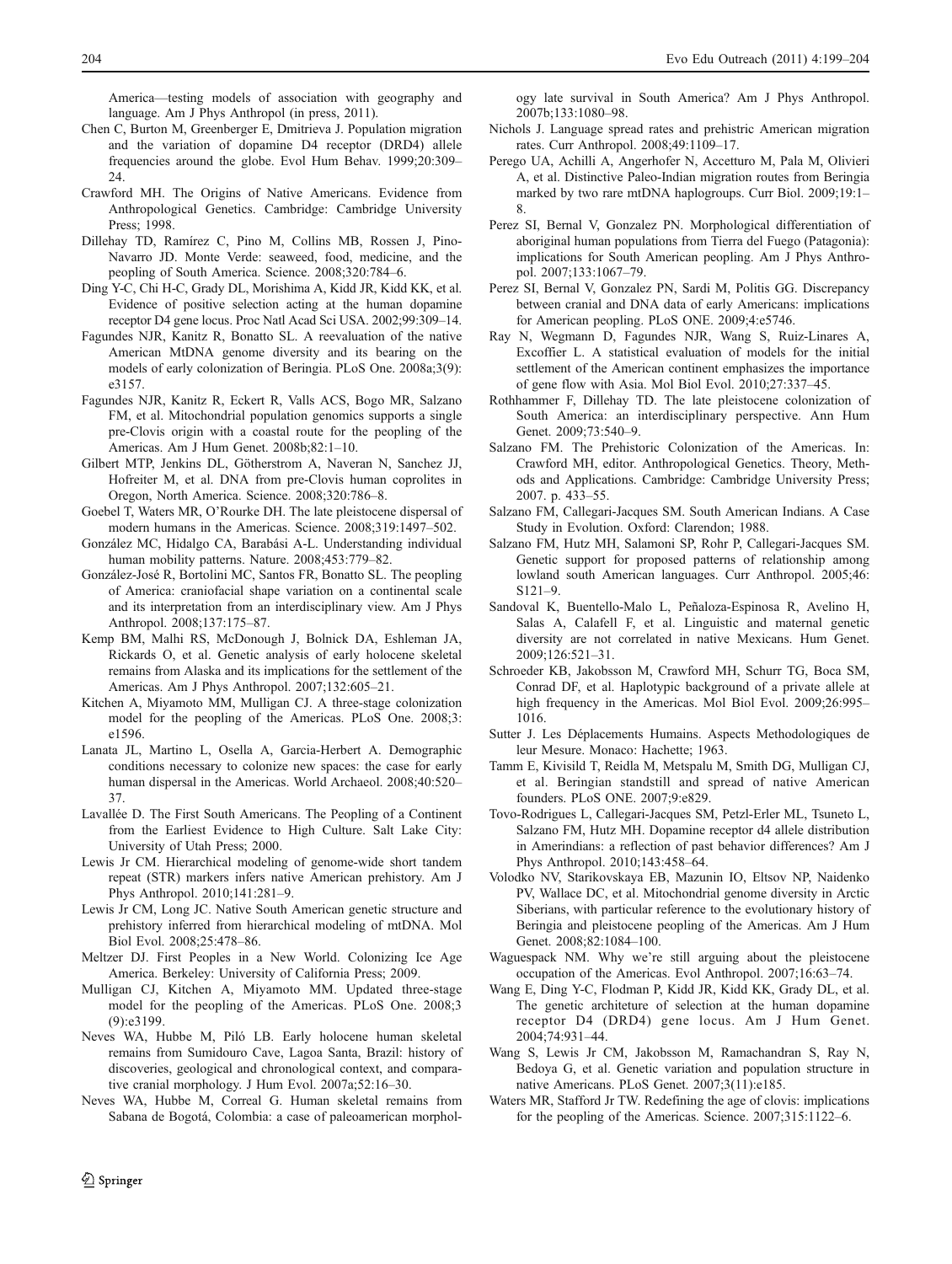America—testing models of association with geography and language. Am J Phys Anthropol (in press, 2011).

Chen C, Burton M, Greenberger E, Dmitrieva J. Population migration and the variation of dopamine D4 receptor (DRD4) allele frequencies around the globe. Evol Hum Behav. 1999;20:309–24.

Crawford MH. The Origins of Native Americans. Evidence from Anthropological Genetics. Cambridge: Cambridge University Press; 1998.

Dillehay TD, Ramírez C, Pino M, Collins MB, Rossen J, Pino-Navarro JD. Monte Verde: seaweed, food, medicine, and the peopling of South America. Science. 2008;320:784–6.

Ding Y-C, Chi H-C, Grady DL, Morishima A, Kidd JR, Kidd KK, et al. Evidence of positive selection acting at the human dopamine receptor D4 gene locus. Proc Natl Acad Sci USA. 2002;99:309–14.

Fagundes NJR, Kanitz R, Bonatto SL. A reevaluation of the native American MtDNA genome diversity and its bearing on the models of early colonization of Beringia. PLoS One. 2008a;3(9):e3157.

Fagundes NJR, Kanitz R, Eckert R, Valls ACS, Bogo MR, Salzano FM, et al. Mitochondrial population genomics supports a single pre-Clovis origin with a coastal route for the peopling of the Americas. Am J Hum Genet. 2008b;82:1–10.

Gilbert MTP, Jenkins DL, Götherstrom A, Naveran N, Sanchez JJ, Hofreiter M, et al. DNA from pre-Clovis human coprolites in Oregon, North America. Science. 2008;320:786–8.

Goebel T, Waters MR, O'Rourke DH. The late pleistocene dispersal of modern humans in the Americas. Science. 2008;319:1497–502.

González MC, Hidalgo CA, Barabási A-L. Understanding individual human mobility patterns. Nature. 2008;453:779–82.

González-José R, Bortolini MC, Santos FR, Bonatto SL. The peopling of America: craniofacial shape variation on a continental scale and its interpretation from an interdisciplinary view. Am J Phys Anthropol. 2008;137:175–87.

Kemp BM, Malhi RS, McDonough J, Bolnick DA, Eshleman JA, Rickards O, et al. Genetic analysis of early holocene skeletal remains from Alaska and its implications for the settlement of the Americas. Am J Phys Anthropol. 2007;132:605–21.

Kitchen A, Miyamoto MM, Mulligan CJ. A three-stage colonization model for the peopling of the Americas. PLoS One. 2008;3:e1596.

Lanata JL, Martino L, Osella A, Garcia-Herbert A. Demographic conditions necessary to colonize new spaces: the case for early human dispersal in the Americas. World Archaeol. 2008;40:520–37.

Lavallée D. The First South Americans. The Peopling of a Continent from the Earliest Evidence to High Culture. Salt Lake City: University of Utah Press; 2000.

Lewis Jr CM. Hierarchical modeling of genome-wide short tandem repeat (STR) markers infers native American prehistory. Am J Phys Anthropol. 2010;141:281–9.

Lewis Jr CM, Long JC. Native South American genetic structure and prehistory inferred from hierarchical modeling of mtDNA. Mol Biol Evol. 2008;25:478–86.

Meltzer DJ. First Peoples in a New World. Colonizing Ice Age America. Berkeley: University of California Press; 2009.

Mulligan CJ, Kitchen A, Miyamoto MM. Updated three-stage model for the peopling of the Americas. PLoS One. 2008;3(9):e3199.

Neves WA, Hubbe M, Piló LB. Early holocene human skeletal remains from Sumidouro Cave, Lagoa Santa, Brazil: history of discoveries, geological and chronological context, and comparative cranial morphology. J Hum Evol. 2007a;52:16–30.

Neves WA, Hubbe M, Correal G. Human skeletal remains from Sabana de Bogotá, Colombia: a case of paleoamerican morphology late survival in South America? Am J Phys Anthropol. 2007b;133:1080–98.

Nichols J. Language spread rates and prehistric American migration rates. Curr Anthropol. 2008;49:1109–17.

Perego UA, Achilli A, Angerhofer N, Accetturo M, Pala M, Olivieri A, et al. Distinctive Paleo-Indian migration routes from Beringia marked by two rare mtDNA haplogroups. Curr Biol. 2009;19:1–8.

Perez SI, Bernal V, Gonzalez PN. Morphological differentiation of aboriginal human populations from Tierra del Fuego (Patagonia): implications for South American peopling. Am J Phys Anthropol. 2007;133:1067–79.

Perez SI, Bernal V, Gonzalez PN, Sardi M, Politis GG. Discrepancy between cranial and DNA data of early Americans: implications for American peopling. PLoS ONE. 2009;4:e5746.

Ray N, Wegmann D, Fagundes NJR, Wang S, Ruiz-Linares A, Excoffier L. A statistical evaluation of models for the initial settlement of the American continent emphasizes the importance of gene flow with Asia. Mol Biol Evol. 2010;27:337–45.

Rothhammer F, Dillehay TD. The late pleistocene colonization of South America: an interdisciplinary perspective. Ann Hum Genet. 2009;73:540–9.

Salzano FM. The Prehistoric Colonization of the Americas. In: Crawford MH, editor. Anthropological Genetics. Theory, Methods and Applications. Cambridge: Cambridge University Press; 2007. p. 433–55.

Salzano FM, Callegari-Jacques SM. South American Indians. A Case Study in Evolution. Oxford: Clarendon; 1988.

Salzano FM, Hutz MH, Salamoni SP, Rohr P, Callegari-Jacques SM. Genetic support for proposed patterns of relationship among lowland south American languages. Curr Anthropol. 2005;46:S121–9.

Sandoval K, Buentello-Malo L, Peñaloza-Espinosa R, Avelino H, Salas A, Calafell F, et al. Linguistic and maternal genetic diversity are not correlated in native Mexicans. Hum Genet. 2009;126:521–31.

Schroeder KB, Jakobsson M, Crawford MH, Schurr TG, Boca SM, Conrad DF, et al. Haplotypic background of a private allele at high frequency in the Americas. Mol Biol Evol. 2009;26:995–1016.

Sutter J. Les Déplacements Humains. Aspects Methodologiques de leur Mesure. Monaco: Hachette; 1963.

Tamm E, Kivisild T, Reidla M, Metspalu M, Smith DG, Mulligan CJ, et al. Beringian standstill and spread of native American founders. PLoS ONE. 2007;9:e829.

Tovo-Rodrigues L, Callegari-Jacques SM, Petzl-Erler ML, Tsuneto L, Salzano FM, Hutz MH. Dopamine receptor d4 allele distribution in Amerindians: a reflection of past behavior differences? Am J Phys Anthropol. 2010;143:458–64.

Volodko NV, Starikovskaya EB, Mazunin IO, Eltsov NP, Naidenko PV, Wallace DC, et al. Mitochondrial genome diversity in Arctic Siberians, with particular reference to the evolutionary history of Beringia and pleistocene peopling of the Americas. Am J Hum Genet. 2008;82:1084–100.

Waguespack NM. Why we're still arguing about the pleistocene occupation of the Americas. Evol Anthropol. 2007;16:63–74.

Wang E, Ding Y-C, Flodman P, Kidd JR, Kidd KK, Grady DL, et al. The genetic architeture of selection at the human dopamine receptor D4 (DRD4) gene locus. Am J Hum Genet. 2004;74:931–44.

Wang S, Lewis Jr CM, Jakobsson M, Ramachandran S, Ray N, Bedoya G, et al. Genetic variation and population structure in native Americans. PLoS Genet. 2007;3(11):e185.

Waters MR, Stafford Jr TW. Redefining the age of clovis: implications for the peopling of the Americas. Science. 2007;315:1122–6.